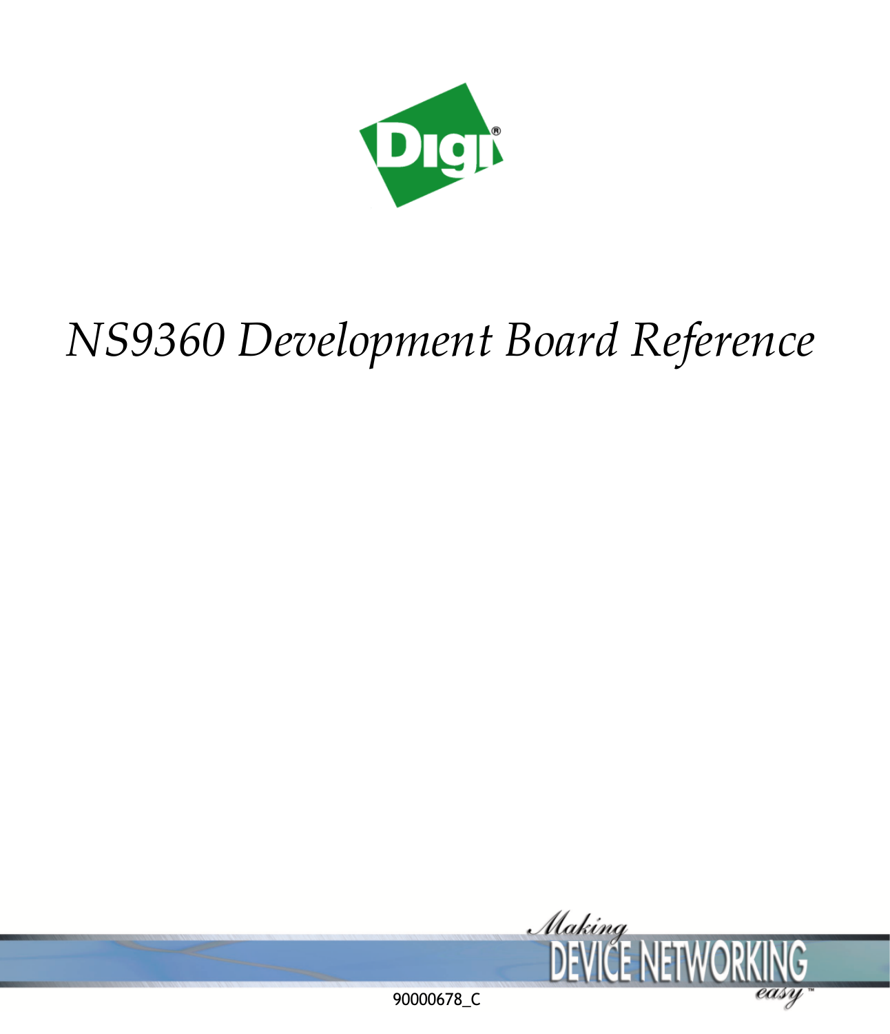# *NS9360 Development Board Reference*

90000678_C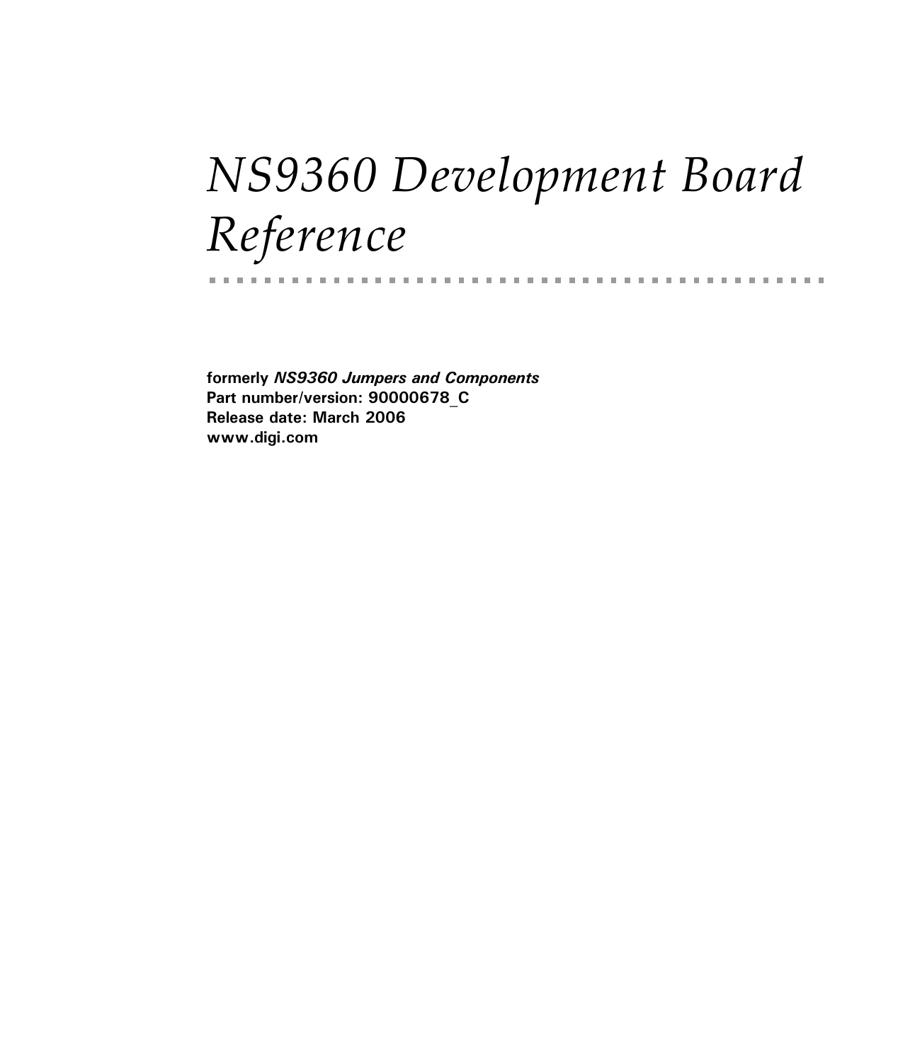# NS9360 Development Board Reference

**formerly *NS9360 Jumpers and Components***
**Part number/version: 90000678_C**
**Release date: March 2006**
**www.digi.com**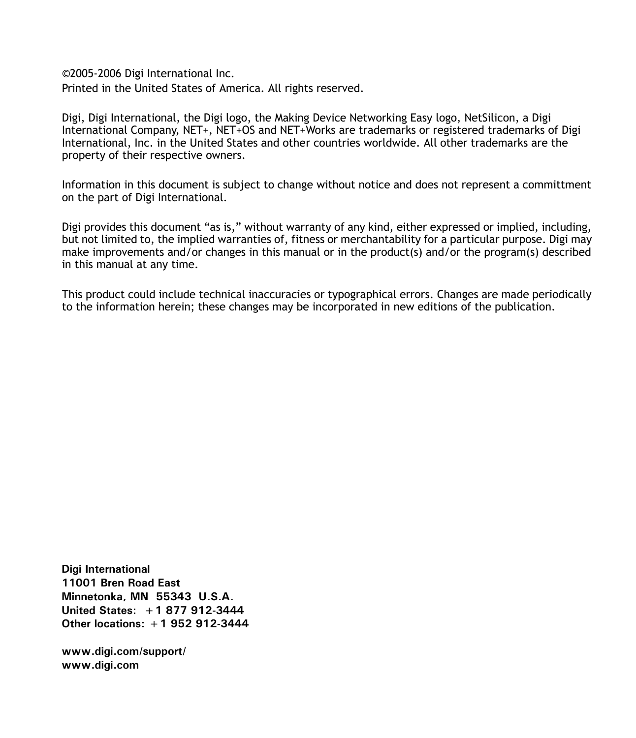©2005-2006 Digi International Inc.
Printed in the United States of America. All rights reserved.

Digi, Digi International, the Digi logo, the Making Device Networking Easy logo, NetSilicon, a Digi International Company, NET+, NET+OS and NET+Works are trademarks or registered trademarks of Digi International, Inc. in the United States and other countries worldwide. All other trademarks are the property of their respective owners.

Information in this document is subject to change without notice and does not represent a committment on the part of Digi International.

Digi provides this document "as is," without warranty of any kind, either expressed or implied, including, but not limited to, the implied warranties of, fitness or merchantability for a particular purpose. Digi may make improvements and/or changes in this manual or in the product(s) and/or the program(s) described in this manual at any time.

This product could include technical inaccuracies or typographical errors. Changes are made periodically to the information herein; these changes may be incorporated in new editions of the publication.

**Digi International**
**11001 Bren Road East**
**Minnetonka, MN 55343 U.S.A.**
**United States: +1 877 912-3444**
**Other locations: +1 952 912-3444**

**www.digi.com/support/**
**www.digi.com**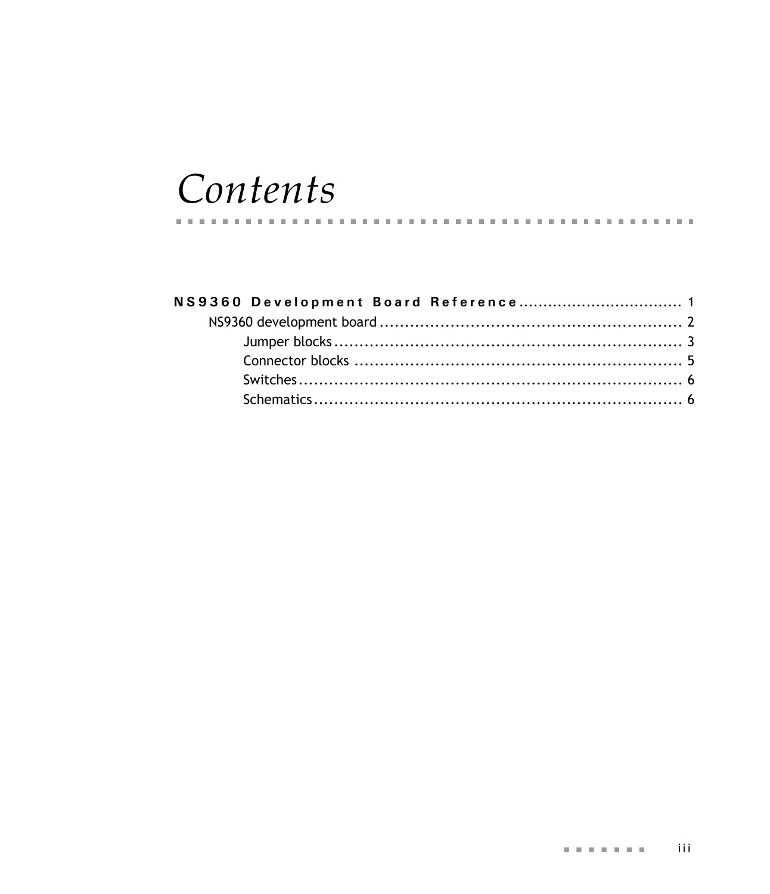# Contents

**NS9360 Development Board Reference** .................................. 1

- NS9360 development board ............................................................ 2
  - Jumper blocks ...................................................................... 3
  - Connector blocks .................................................................. 5
  - Switches .............................................................................. 6
  - Schematics ........................................................................... 6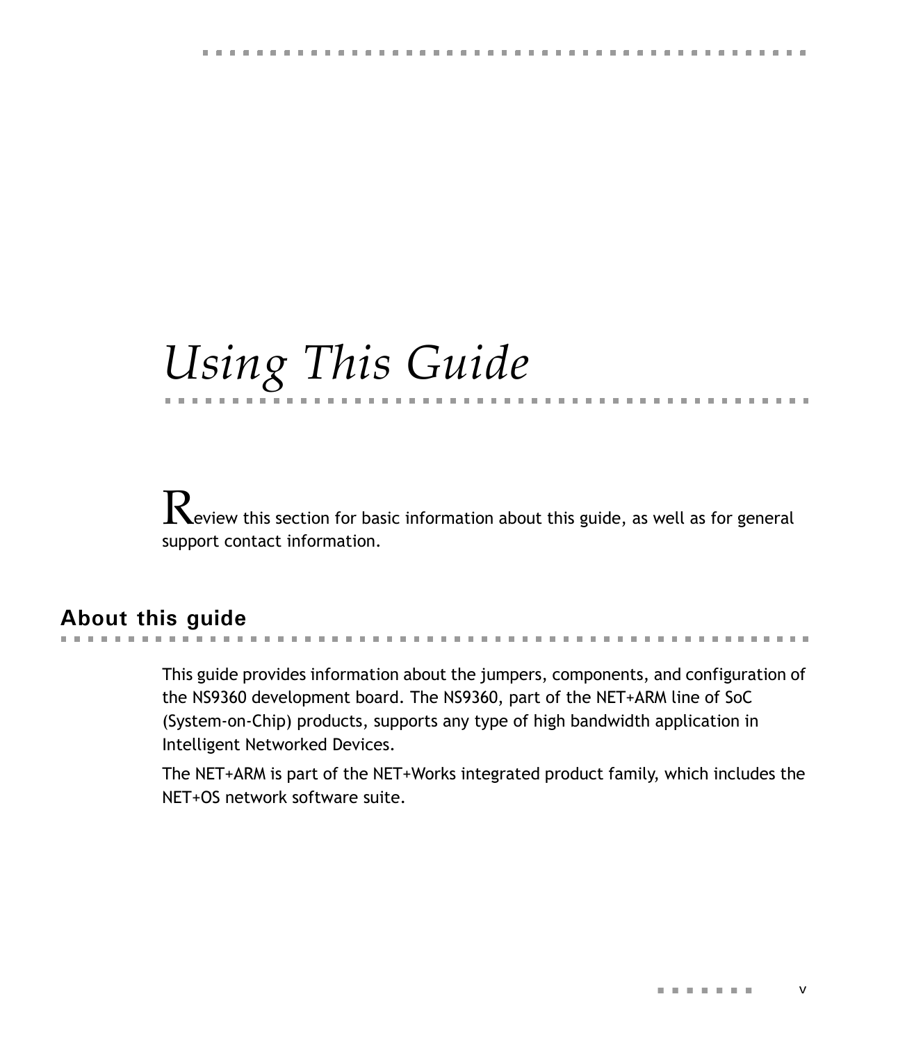# *Using This Guide*

Review this section for basic information about this guide, as well as for general support contact information.

## About this guide

This guide provides information about the jumpers, components, and configuration of the NS9360 development board. The NS9360, part of the NET+ARM line of SoC (System-on-Chip) products, supports any type of high bandwidth application in Intelligent Networked Devices.

The NET+ARM is part of the NET+Works integrated product family, which includes the NET+OS network software suite.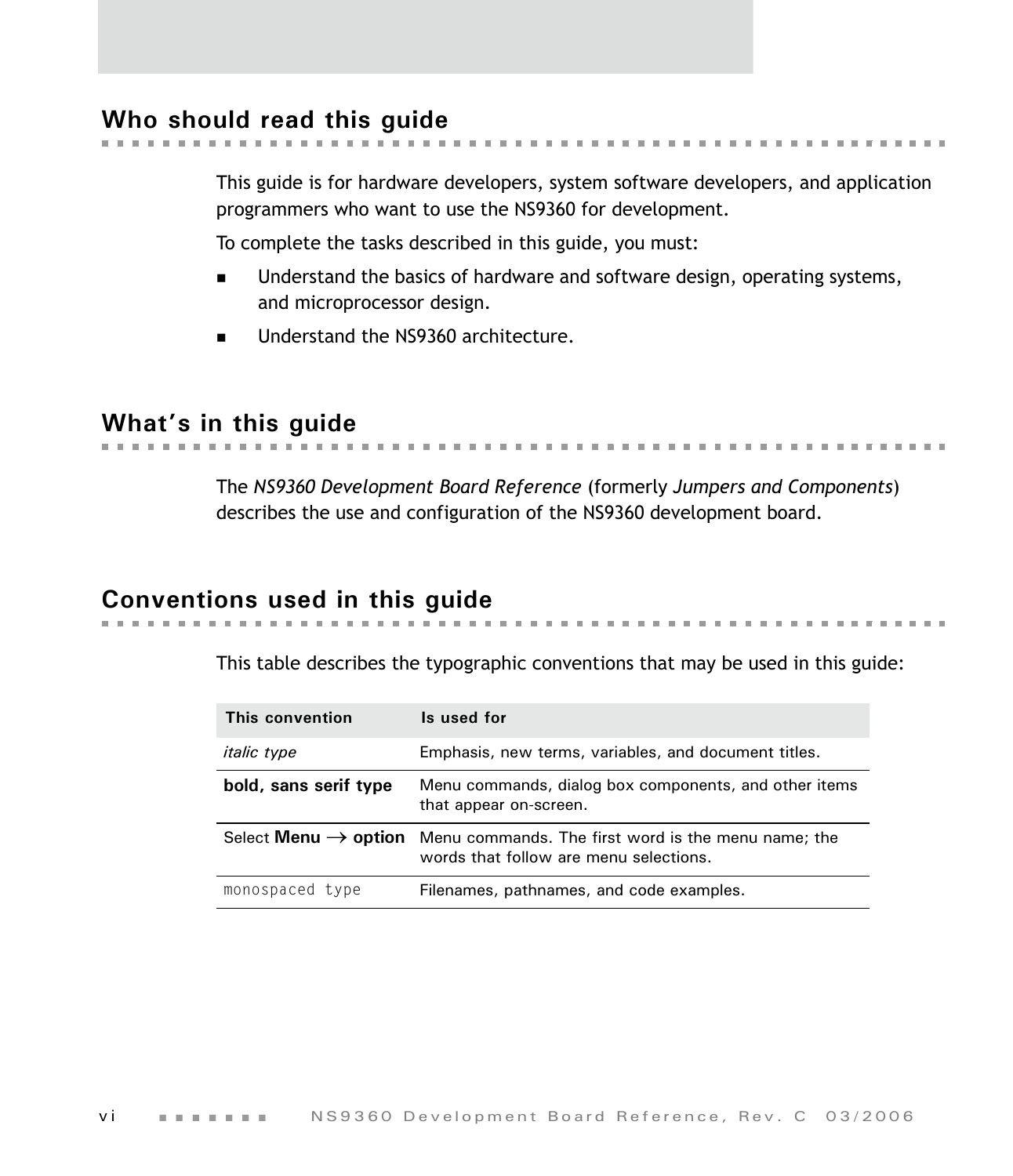## Who should read this guide

This guide is for hardware developers, system software developers, and application programmers who want to use the NS9360 for development.

To complete the tasks described in this guide, you must:

- Understand the basics of hardware and software design, operating systems, and microprocessor design.
- Understand the NS9360 architecture.

## What's in this guide

The *NS9360 Development Board Reference* (formerly *Jumpers and Components*) describes the use and configuration of the NS9360 development board.

## Conventions used in this guide

This table describes the typographic conventions that may be used in this guide:

| This convention | Is used for |
|---|---|
| *italic type* | Emphasis, new terms, variables, and document titles. |
| **bold, sans serif type** | Menu commands, dialog box components, and other items that appear on-screen. |
| Select **Menu** → **option** | Menu commands. The first word is the menu name; the words that follow are menu selections. |
| `monospaced type` | Filenames, pathnames, and code examples. |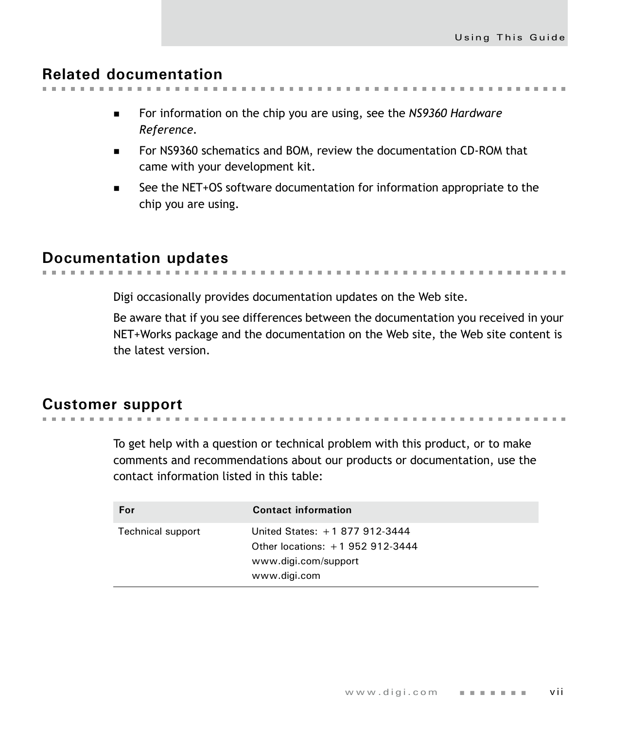## Related documentation

- For information on the chip you are using, see the *NS9360 Hardware Reference*.
- For NS9360 schematics and BOM, review the documentation CD-ROM that came with your development kit.
- See the NET+OS software documentation for information appropriate to the chip you are using.

## Documentation updates

Digi occasionally provides documentation updates on the Web site.

Be aware that if you see differences between the documentation you received in your NET+Works package and the documentation on the Web site, the Web site content is the latest version.

## Customer support

To get help with a question or technical problem with this product, or to make comments and recommendations about our products or documentation, use the contact information listed in this table:

| For | Contact information |
|---|---|
| Technical support | United States: +1 877 912-3444<br>Other locations: +1 952 912-3444<br>www.digi.com/support<br>www.digi.com |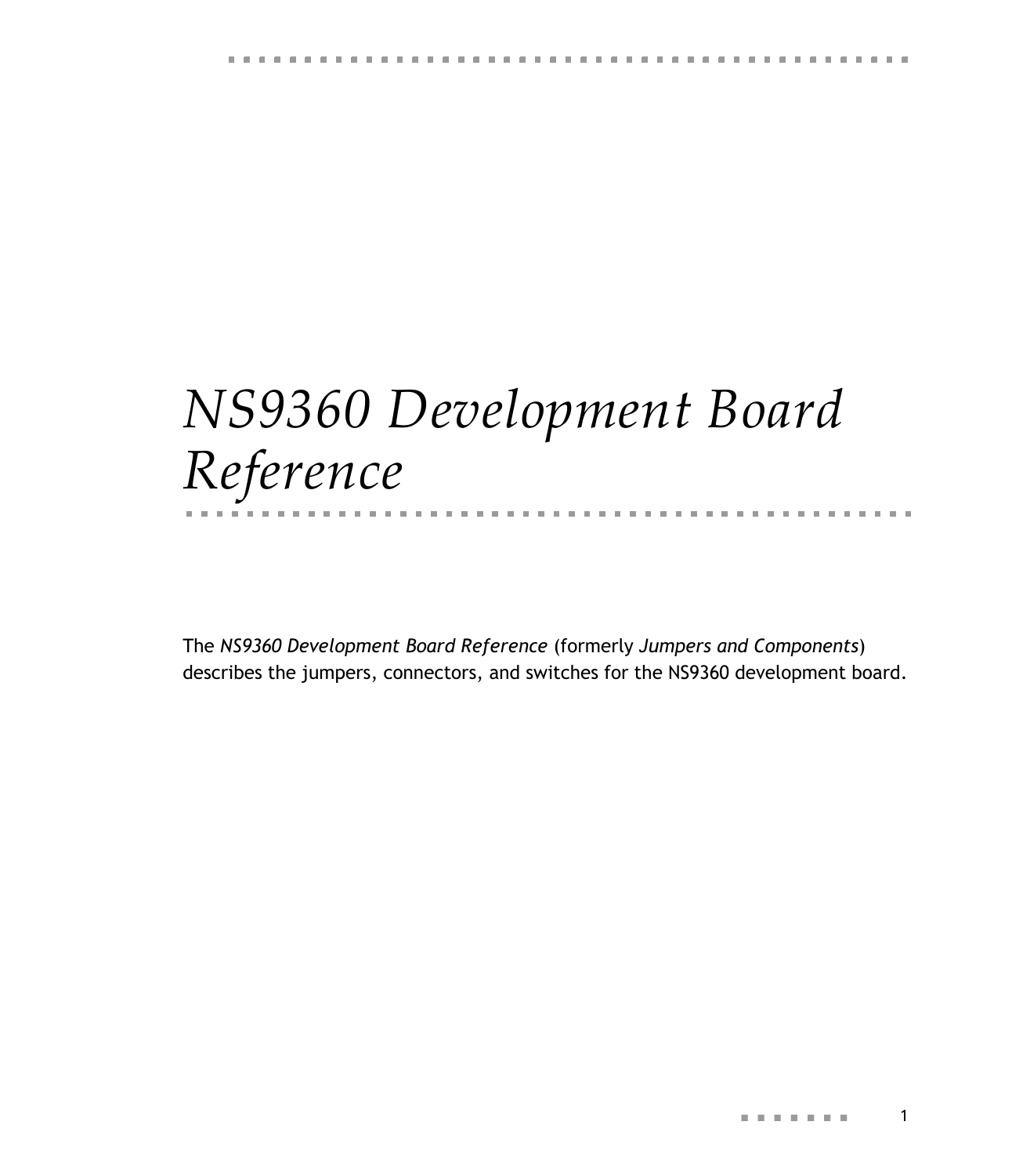# *NS9360 Development Board Reference*

The *NS9360 Development Board Reference* (formerly *Jumpers and Components*) describes the jumpers, connectors, and switches for the NS9360 development board.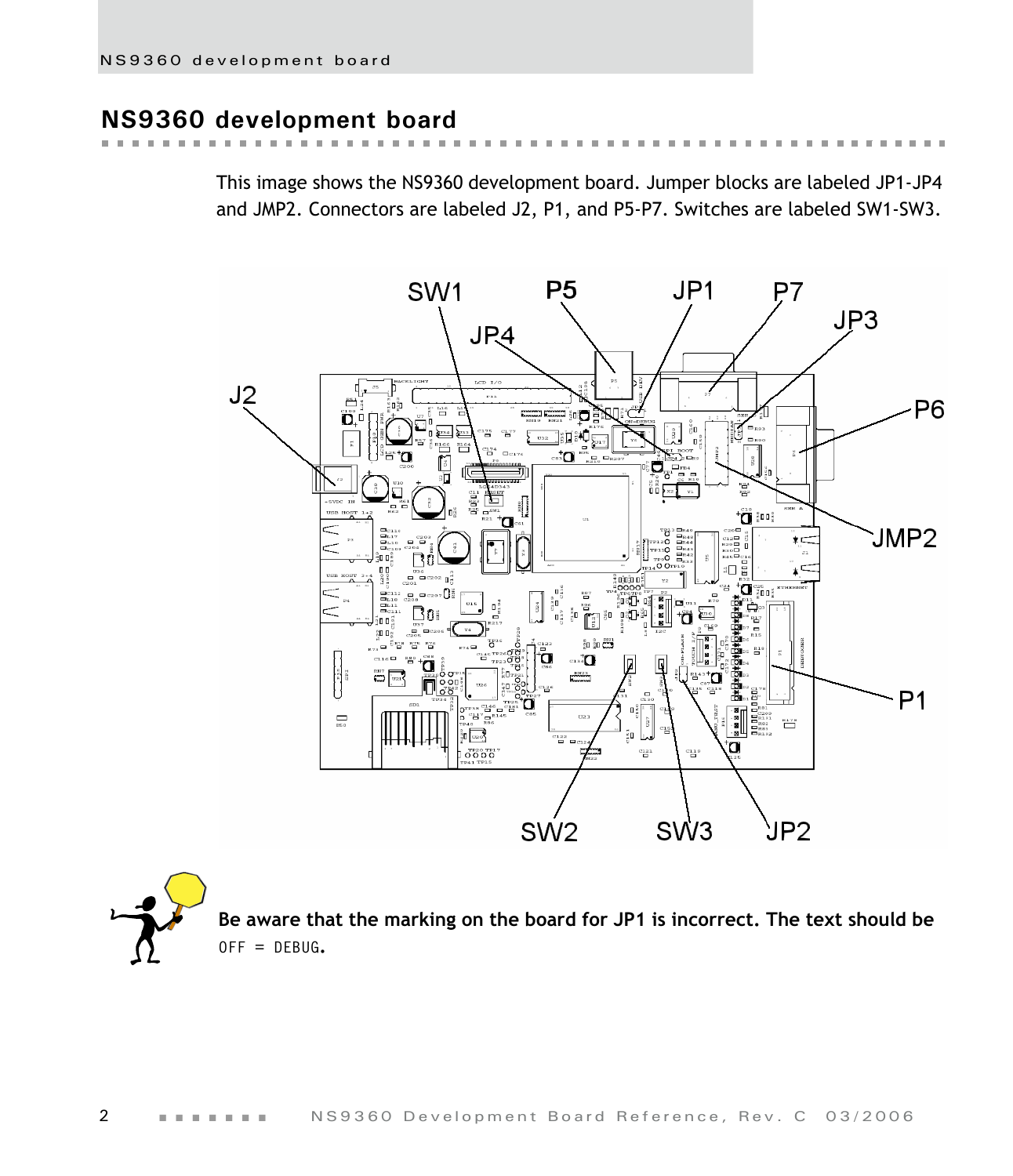## NS9360 development board

This image shows the NS9360 development board. Jumper blocks are labeled JP1-JP4 and JMP2. Connectors are labeled J2, P1, and P5-P7. Switches are labeled SW1-SW3.

**Be aware that the marking on the board for JP1 is incorrect. The text should be** OFF = DEBUG**.**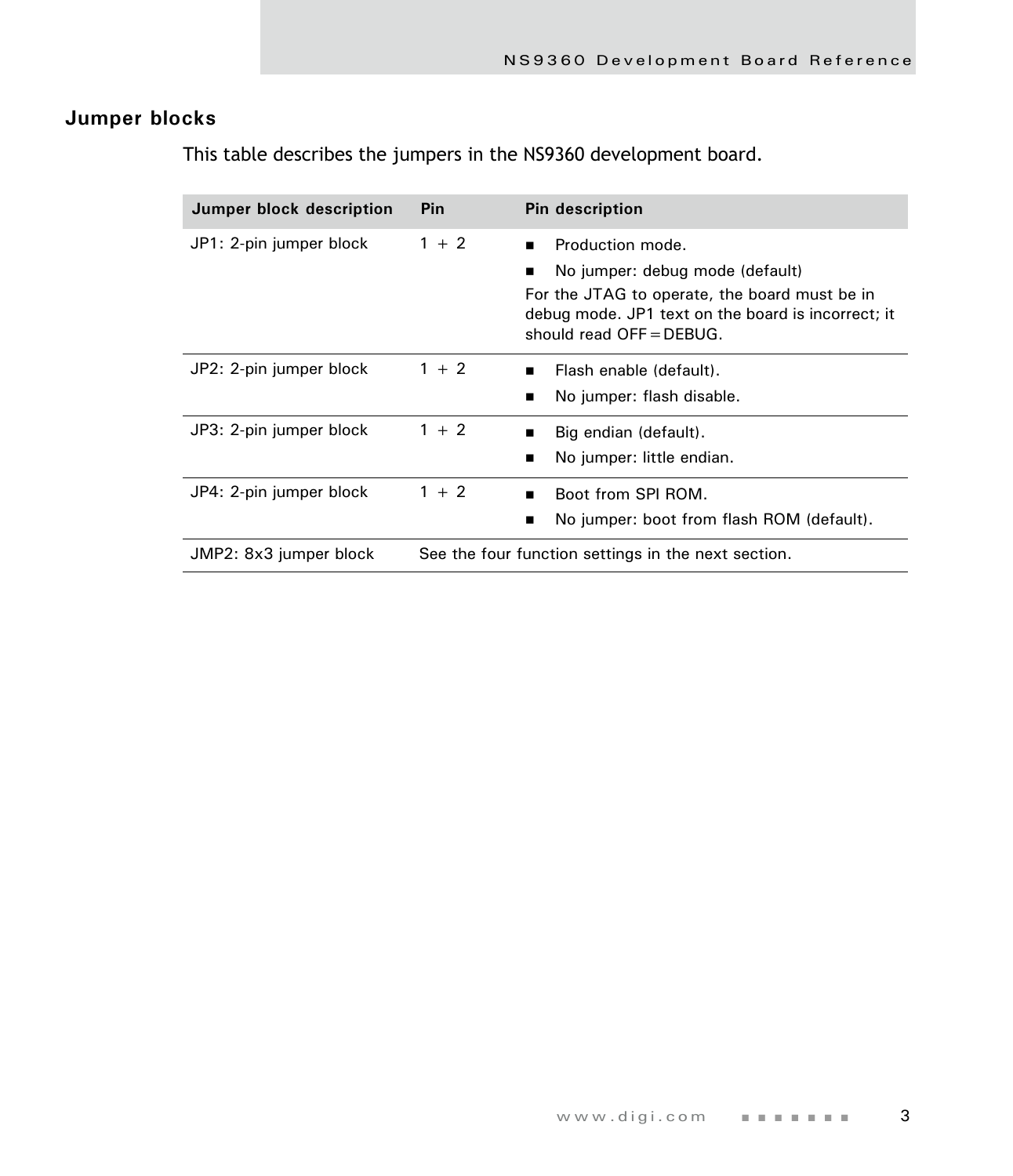## Jumper blocks

This table describes the jumpers in the NS9360 development board.

| Jumper block description | Pin | Pin description |
|---|---|---|
| JP1: 2-pin jumper block | 1 + 2 | ■ Production mode.<br>■ No jumper: debug mode (default)<br>For the JTAG to operate, the board must be in debug mode. JP1 text on the board is incorrect; it should read OFF = DEBUG. |
| JP2: 2-pin jumper block | 1 + 2 | ■ Flash enable (default).<br>■ No jumper: flash disable. |
| JP3: 2-pin jumper block | 1 + 2 | ■ Big endian (default).<br>■ No jumper: little endian. |
| JP4: 2-pin jumper block | 1 + 2 | ■ Boot from SPI ROM.<br>■ No jumper: boot from flash ROM (default). |
| JMP2: 8x3 jumper block | See the four function settings in the next section. | |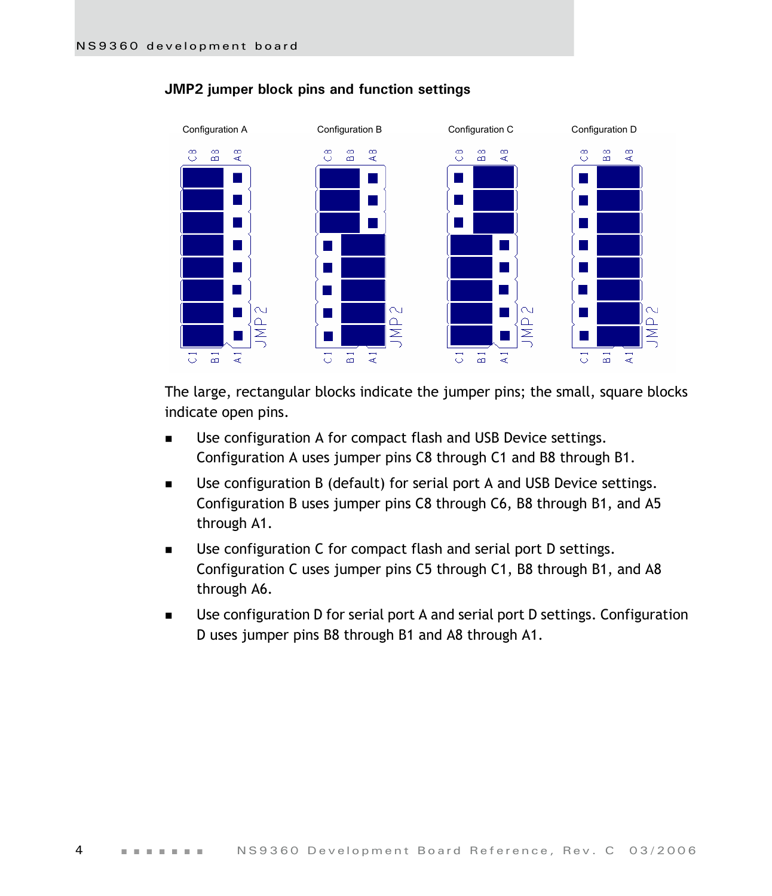**JMP2 jumper block pins and function settings**

The large, rectangular blocks indicate the jumper pins; the small, square blocks indicate open pins.

- Use configuration A for compact flash and USB Device settings. Configuration A uses jumper pins C8 through C1 and B8 through B1.
- Use configuration B (default) for serial port A and USB Device settings. Configuration B uses jumper pins C8 through C6, B8 through B1, and A5 through A1.
- Use configuration C for compact flash and serial port D settings. Configuration C uses jumper pins C5 through C1, B8 through B1, and A8 through A6.
- Use configuration D for serial port A and serial port D settings. Configuration D uses jumper pins B8 through B1 and A8 through A1.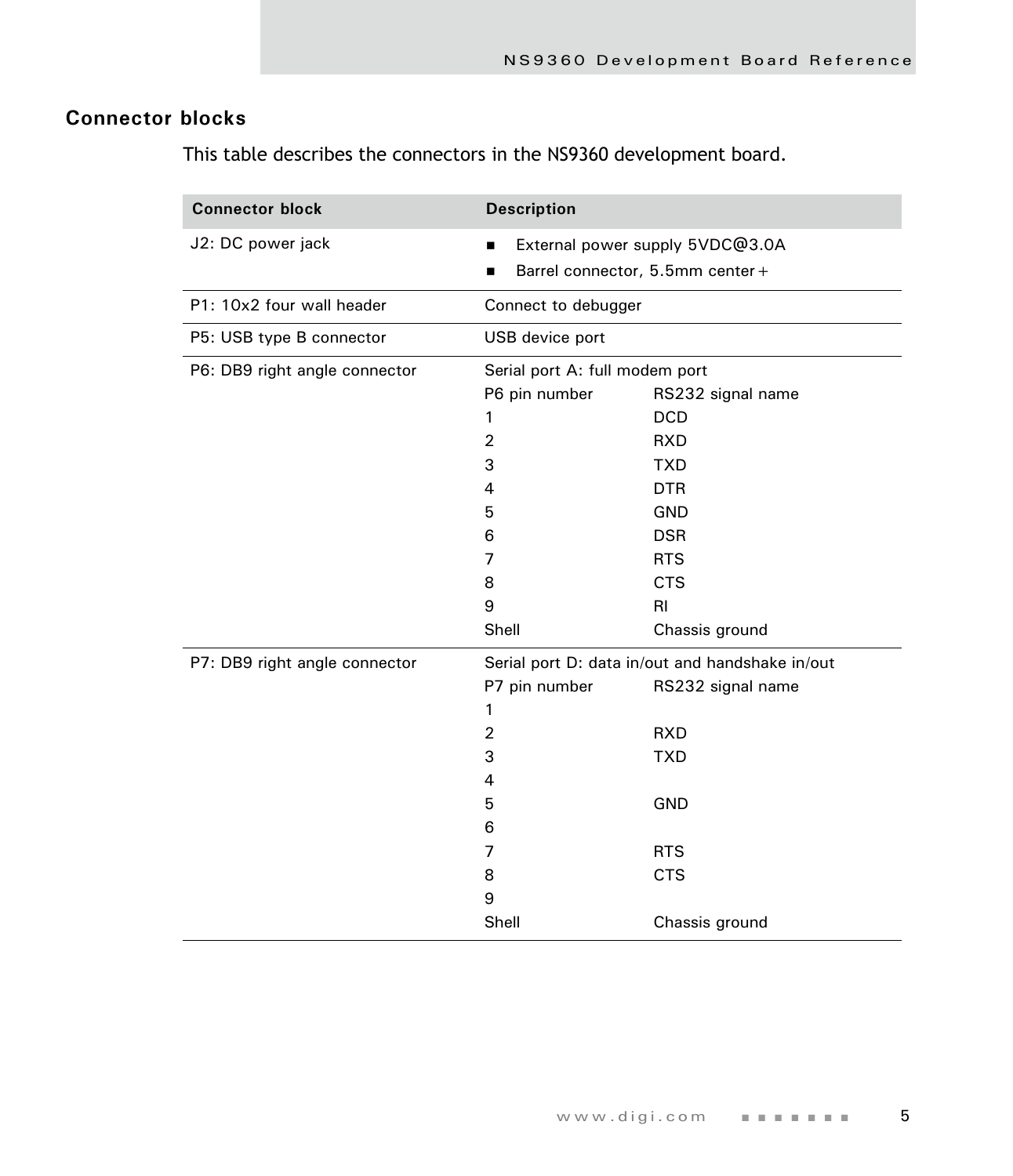## Connector blocks

This table describes the connectors in the NS9360 development board.

| Connector block | Description |
|---|---|
| J2: DC power jack | ■ External power supply 5VDC@3.0A<br>■ Barrel connector, 5.5mm center+ |
| P1: 10x2 four wall header | Connect to debugger |
| P5: USB type B connector | USB device port |
| P6: DB9 right angle connector | Serial port A: full modem port<br><br>P6 pin number — RS232 signal name<br>1 — DCD<br>2 — RXD<br>3 — TXD<br>4 — DTR<br>5 — GND<br>6 — DSR<br>7 — RTS<br>8 — CTS<br>9 — RI<br>Shell — Chassis ground |
| P7: DB9 right angle connector | Serial port D: data in/out and handshake in/out<br><br>P7 pin number — RS232 signal name<br>1 —<br>2 — RXD<br>3 — TXD<br>4 —<br>5 — GND<br>6 —<br>7 — RTS<br>8 — CTS<br>9 —<br>Shell — Chassis ground |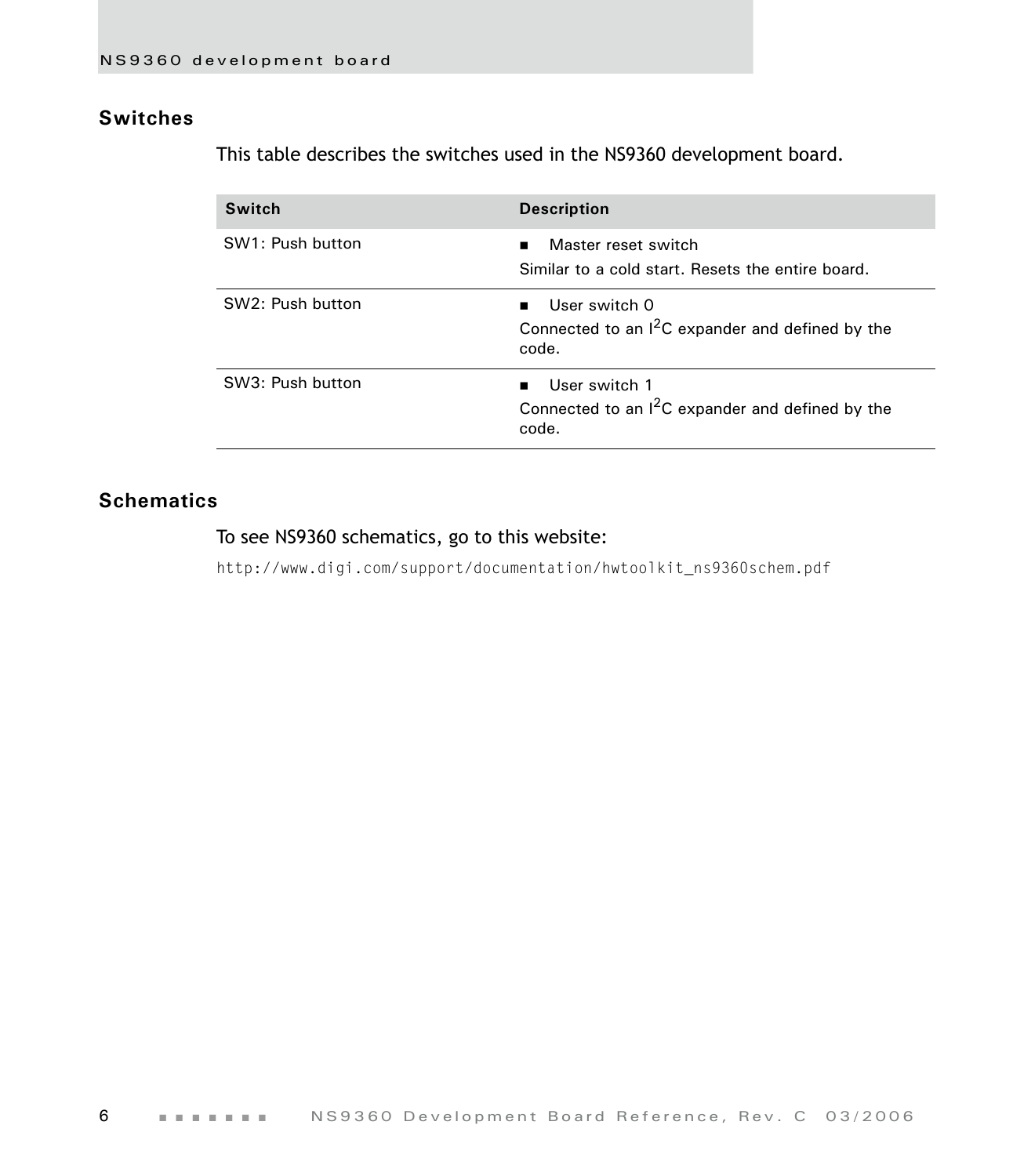## Switches

This table describes the switches used in the NS9360 development board.

| Switch | Description |
|---|---|
| SW1: Push button | ■ Master reset switch<br>Similar to a cold start. Resets the entire board. |
| SW2: Push button | ■ User switch 0<br>Connected to an $I^2C$ expander and defined by the code. |
| SW3: Push button | ■ User switch 1<br>Connected to an $I^2C$ expander and defined by the code. |

## Schematics

To see NS9360 schematics, go to this website:

`http://www.digi.com/support/documentation/hwtoolkit_ns9360schem.pdf`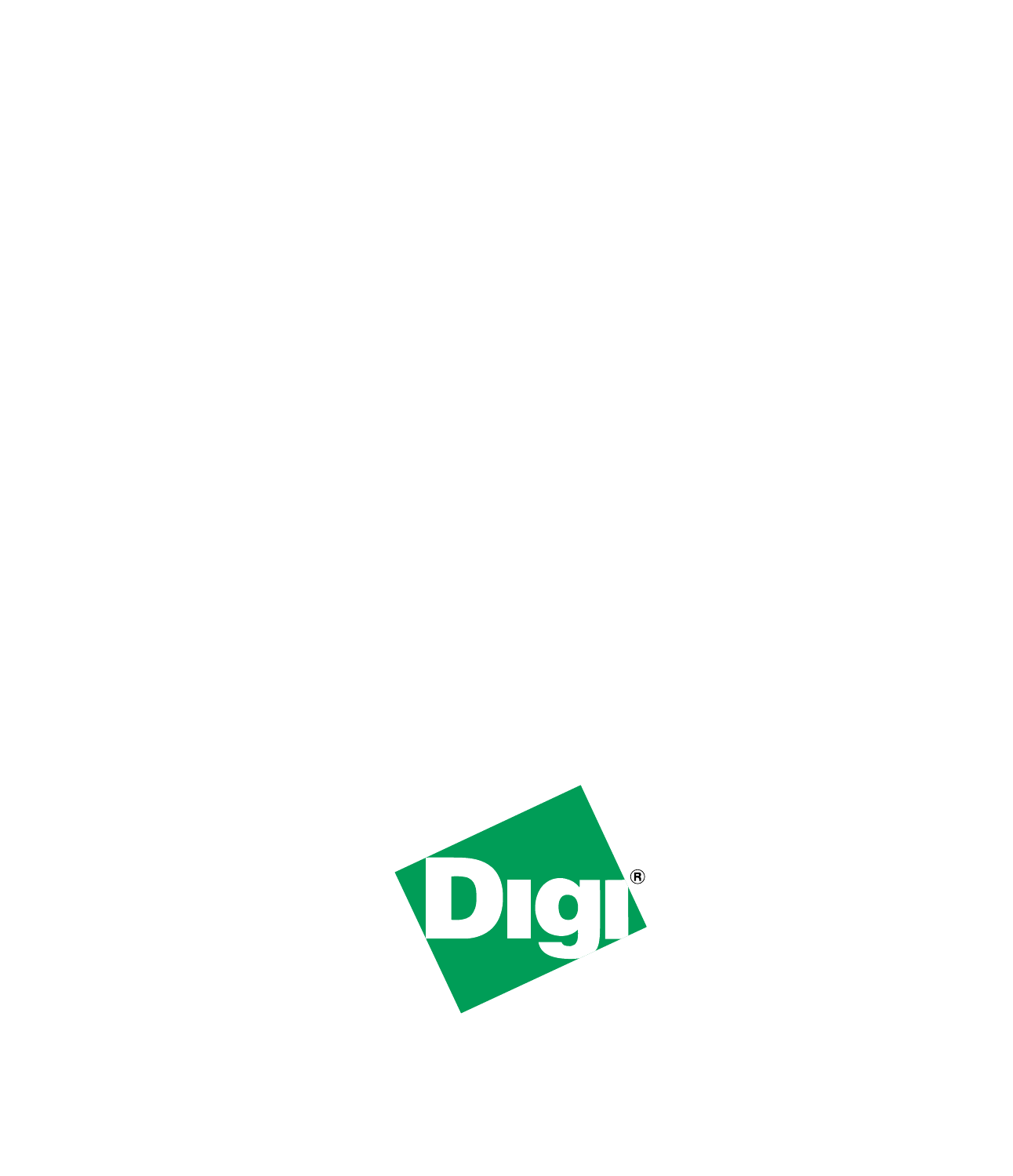Digi®